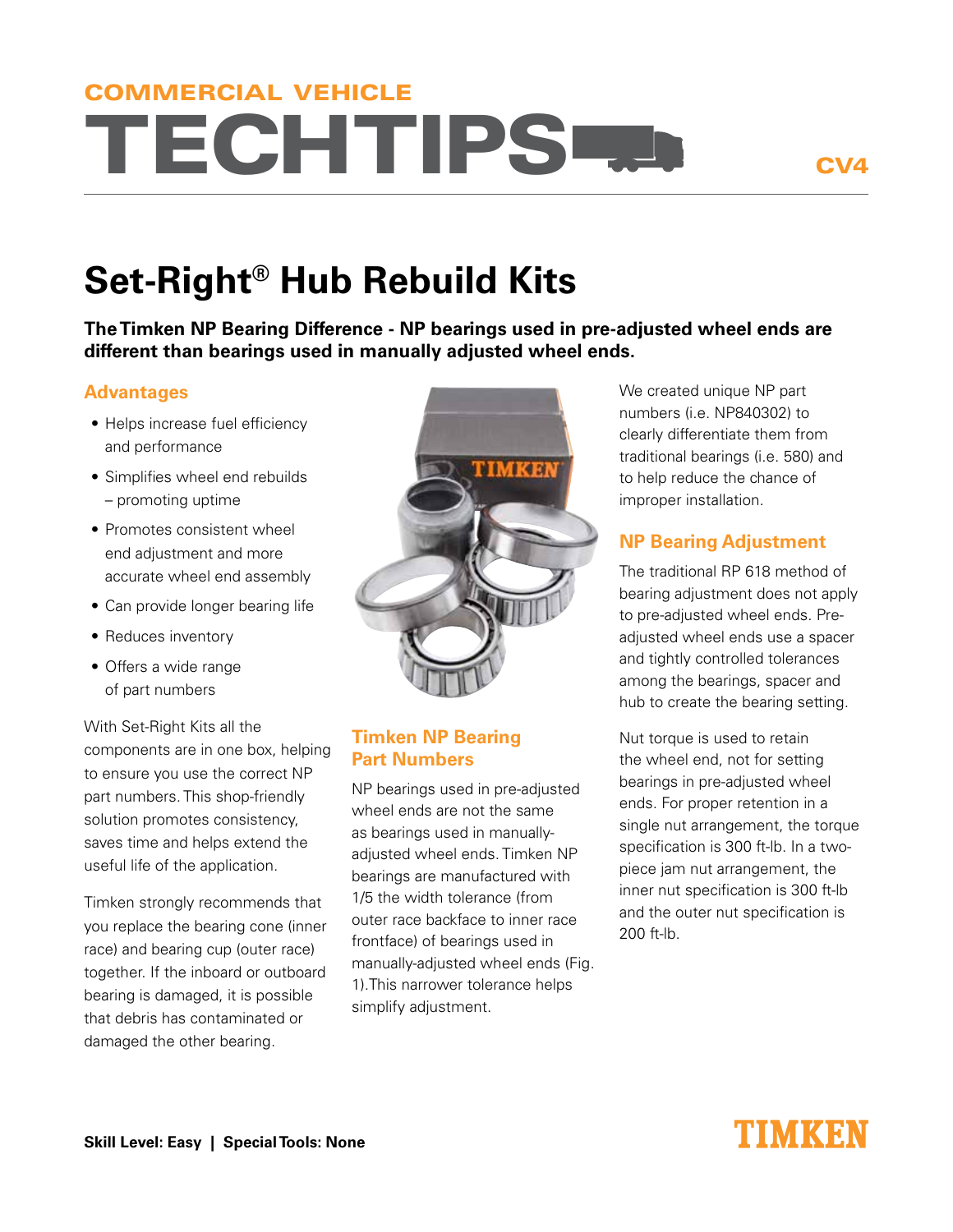COMMERCIAL VEHICLE

# TECHTIPS

CV4

# Set-Right® Hub Rebuild Kits

**The Timken NP Bearing Difference - NP bearings used in pre-adjusted wheel ends are different than bearings used in manually adjusted wheel ends.**

## Advantages

- Helps increase fuel efficiency and performance
- Simplifies wheel end rebuilds – promoting uptime
- Promotes consistent wheel end adjustment and more accurate wheel end assembly
- Can provide longer bearing life
- Reduces inventory
- Offers a wide range of part numbers

With Set-Right Kits all the components are in one box, helping to ensure you use the correct NP part numbers. This shop-friendly solution promotes consistency, saves time and helps extend the useful life of the application.

Timken strongly recommends that you replace the bearing cone (inner race) and bearing cup (outer race) together. If the inboard or outboard bearing is damaged, it is possible that debris has contaminated or damaged the other bearing.

## Timken NP Bearing Part Numbers

NP bearings used in pre-adjusted wheel ends are not the same as bearings used in manually-adjusted wheel ends. Timken NP bearings are manufactured with 1/5 the width tolerance (from outer race backface to inner race frontface) of bearings used in manually-adjusted wheel ends (Fig. 1). This narrower tolerance helps simplify adjustment.

We created unique NP part numbers (i.e. NP840302) to clearly differentiate them from traditional bearings (i.e. 580) and to help reduce the chance of improper installation.

## NP Bearing Adjustment

The traditional RP 618 method of bearing adjustment does not apply to pre-adjusted wheel ends. Pre-adjusted wheel ends use a spacer and tightly controlled tolerances among the bearings, spacer and hub to create the bearing setting.

Nut torque is used to retain the wheel end, not for setting bearings in pre-adjusted wheel ends. For proper retention in a single nut arrangement, the torque specification is 300 ft-lb. In a two-piece jam nut arrangement, the inner nut specification is 300 ft-lb and the outer nut specification is 200 ft-lb.

**Skill Level: Easy | Special Tools: None**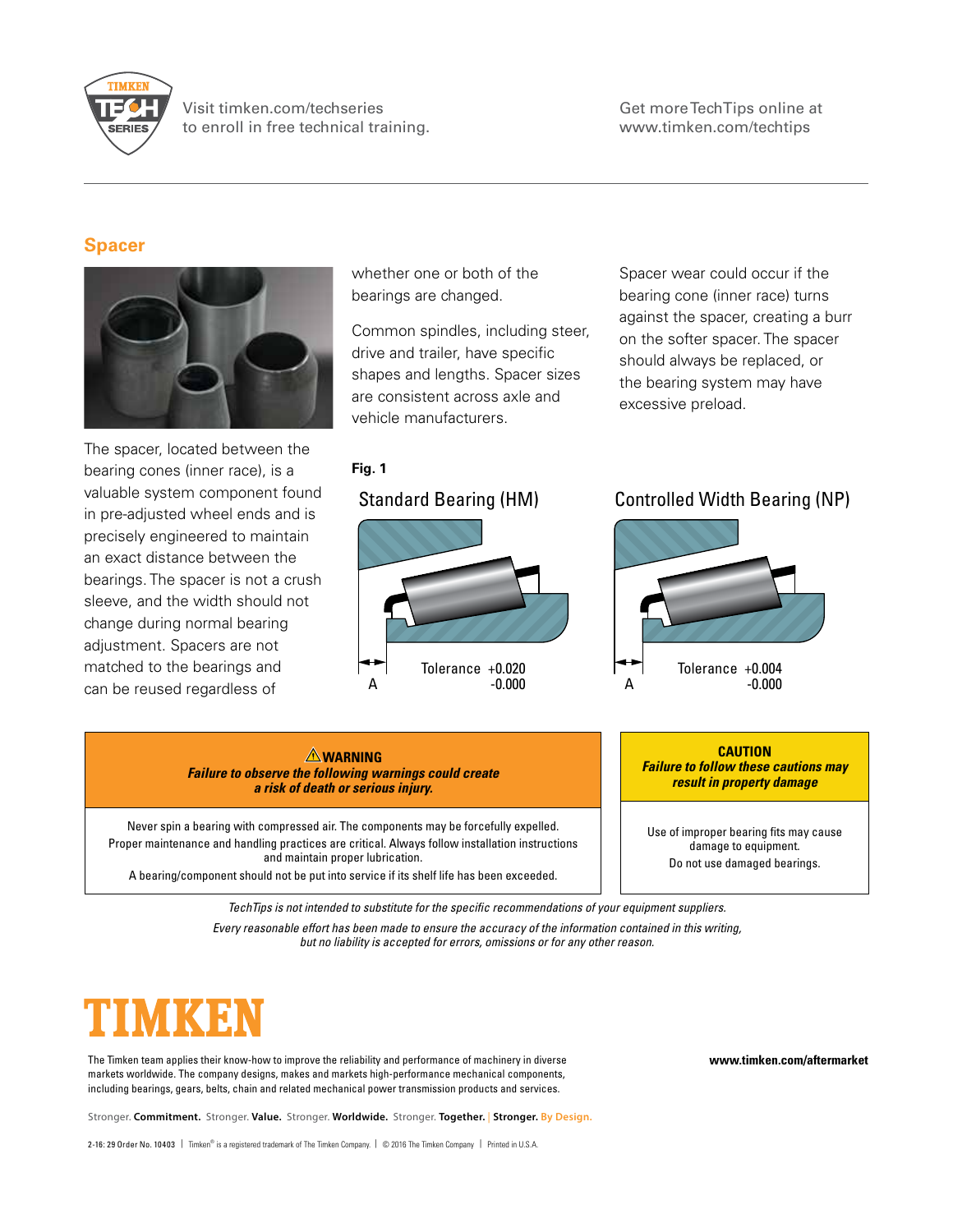Visit timken.com/techseries to enroll in free technical training.

Get more TechTips online at www.timken.com/techtips

## Spacer

The spacer, located between the bearing cones (inner race), is a valuable system component found in pre-adjusted wheel ends and is precisely engineered to maintain an exact distance between the bearings. The spacer is not a crush sleeve, and the width should not change during normal bearing adjustment. Spacers are not matched to the bearings and can be reused regardless of whether one or both of the bearings are changed.

Common spindles, including steer, drive and trailer, have specific shapes and lengths. Spacer sizes are consistent across axle and vehicle manufacturers.

Spacer wear could occur if the bearing cone (inner race) turns against the spacer, creating a burr on the softer spacer. The spacer should always be replaced, or the bearing system may have excessive preload.

**Fig. 1**

Standard Bearing (HM)

A

Tolerance +0.020
-0.000

Controlled Width Bearing (NP)

A

Tolerance +0.004
-0.000

**⚠WARNING**
***Failure to observe the following warnings could create a risk of death or serious injury.***

Never spin a bearing with compressed air. The components may be forcefully expelled.
Proper maintenance and handling practices are critical. Always follow installation instructions and maintain proper lubrication.
A bearing/component should not be put into service if its shelf life has been exceeded.

**CAUTION**
***Failure to follow these cautions may result in property damage***

Use of improper bearing fits may cause damage to equipment.
Do not use damaged bearings.

*TechTips is not intended to substitute for the specific recommendations of your equipment suppliers.*

*Every reasonable effort has been made to ensure the accuracy of the information contained in this writing, but no liability is accepted for errors, omissions or for any other reason.*

**TIMKEN**

The Timken team applies their know-how to improve the reliability and performance of machinery in diverse markets worldwide. The company designs, makes and markets high-performance mechanical components, including bearings, gears, belts, chain and related mechanical power transmission products and services.

**www.timken.com/aftermarket**

Stronger. **Commitment.** Stronger. **Value.** Stronger. **Worldwide.** Stronger. **Together.** | **Stronger.** By Design.

2-16: 29 Order No. 10403 | Timken® is a registered trademark of The Timken Company. | © 2016 The Timken Company | Printed in U.S.A.